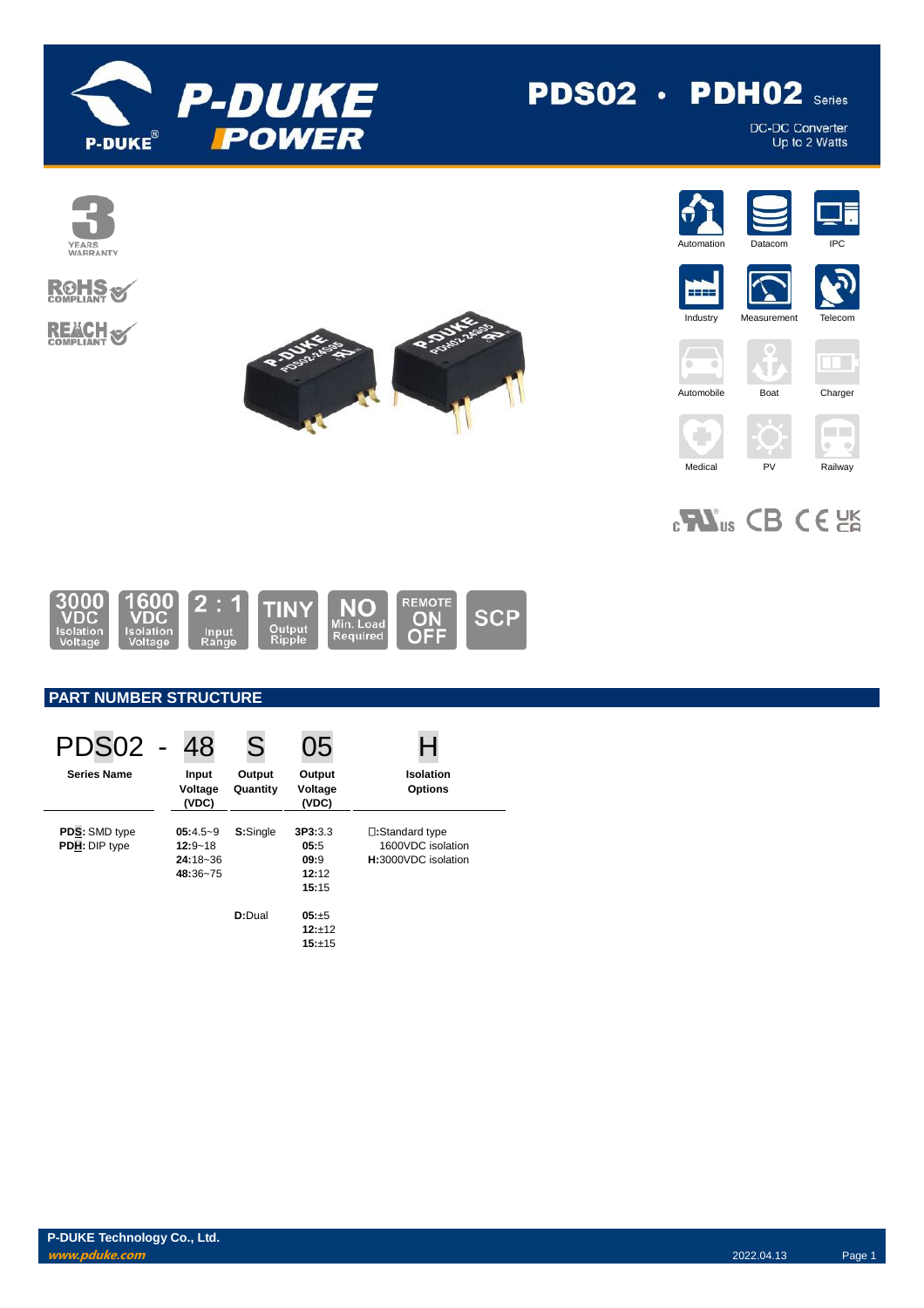# PDS02 • PDH02 Series

DC-DC Converter
Up to 2 Watts

3 YEARS WARRANTY

RoHS COMPLIANT

REACH COMPLIANT

Automation | Datacom | IPC | Industry | Measurement | Telecom | Automobile | Boat | Charger | Medical | PV | Railway

3000 VDC Isolation Voltage | 1600 VDC Isolation Voltage | 2 : 1 Input Range | TINY Output Ripple | NO Min. Load Required | REMOTE ON OFF | SCP

## PART NUMBER STRUCTURE

| PDS02 | - 48 | S | 05 | H |
|---|---|---|---|---|
| **Series Name** | **Input Voltage (VDC)** | **Output Quantity** | **Output Voltage (VDC)** | **Isolation Options** |
| **PDS**: SMD type<br>**PDH**: DIP type | **05**:4.5~9<br>**12**:9~18<br>**24**:18~36<br>**48**:36~75 | **S**:Single | **3P3**:3.3<br>**05**:5<br>**09**:9<br>**12**:12<br>**15**:15 | □:Standard type 1600VDC isolation<br>**H**:3000VDC isolation |
| | | **D**:Dual | **05**:±5<br>**12**:±12<br>**15**:±15 | |

P-DUKE Technology Co., Ltd.
www.pduke.com

2022.04.13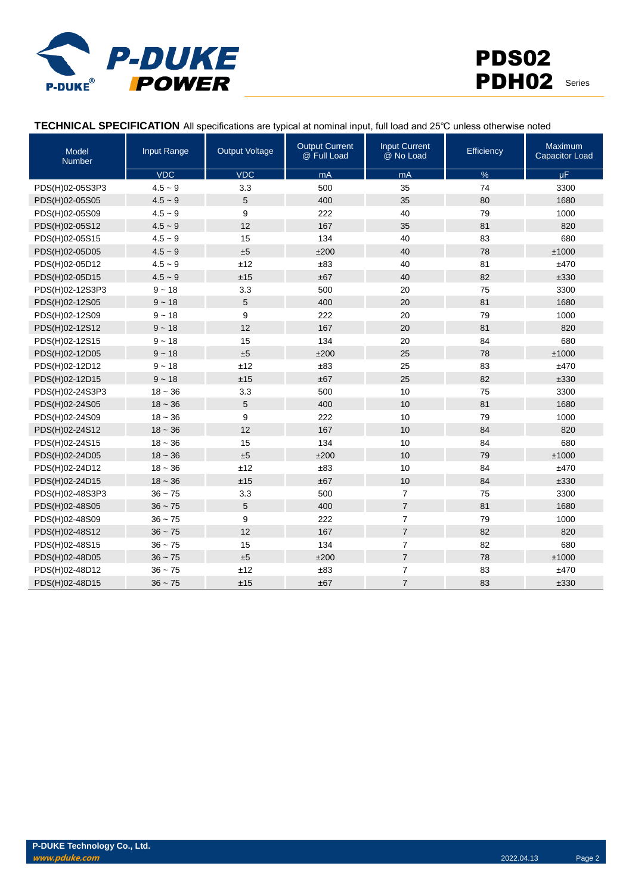**TECHNICAL SPECIFICATION** All specifications are typical at nominal input, full load and 25℃ unless otherwise noted

| Model Number | Input Range | Output Voltage | Output Current @ Full Load | Input Current @ No Load | Efficiency | Maximum Capacitor Load |
|---|---|---|---|---|---|---|
| | VDC | VDC | mA | mA | % | μF |
| PDS(H)02-05S3P3 | 4.5 ~ 9 | 3.3 | 500 | 35 | 74 | 3300 |
| PDS(H)02-05S05 | 4.5 ~ 9 | 5 | 400 | 35 | 80 | 1680 |
| PDS(H)02-05S09 | 4.5 ~ 9 | 9 | 222 | 40 | 79 | 1000 |
| PDS(H)02-05S12 | 4.5 ~ 9 | 12 | 167 | 35 | 81 | 820 |
| PDS(H)02-05S15 | 4.5 ~ 9 | 15 | 134 | 40 | 83 | 680 |
| PDS(H)02-05D05 | 4.5 ~ 9 | ±5 | ±200 | 40 | 78 | ±1000 |
| PDS(H)02-05D12 | 4.5 ~ 9 | ±12 | ±83 | 40 | 81 | ±470 |
| PDS(H)02-05D15 | 4.5 ~ 9 | ±15 | ±67 | 40 | 82 | ±330 |
| PDS(H)02-12S3P3 | 9 ~ 18 | 3.3 | 500 | 20 | 75 | 3300 |
| PDS(H)02-12S05 | 9 ~ 18 | 5 | 400 | 20 | 81 | 1680 |
| PDS(H)02-12S09 | 9 ~ 18 | 9 | 222 | 20 | 79 | 1000 |
| PDS(H)02-12S12 | 9 ~ 18 | 12 | 167 | 20 | 81 | 820 |
| PDS(H)02-12S15 | 9 ~ 18 | 15 | 134 | 20 | 84 | 680 |
| PDS(H)02-12D05 | 9 ~ 18 | ±5 | ±200 | 25 | 78 | ±1000 |
| PDS(H)02-12D12 | 9 ~ 18 | ±12 | ±83 | 25 | 83 | ±470 |
| PDS(H)02-12D15 | 9 ~ 18 | ±15 | ±67 | 25 | 82 | ±330 |
| PDS(H)02-24S3P3 | 18 ~ 36 | 3.3 | 500 | 10 | 75 | 3300 |
| PDS(H)02-24S05 | 18 ~ 36 | 5 | 400 | 10 | 81 | 1680 |
| PDS(H)02-24S09 | 18 ~ 36 | 9 | 222 | 10 | 79 | 1000 |
| PDS(H)02-24S12 | 18 ~ 36 | 12 | 167 | 10 | 84 | 820 |
| PDS(H)02-24S15 | 18 ~ 36 | 15 | 134 | 10 | 84 | 680 |
| PDS(H)02-24D05 | 18 ~ 36 | ±5 | ±200 | 10 | 79 | ±1000 |
| PDS(H)02-24D12 | 18 ~ 36 | ±12 | ±83 | 10 | 84 | ±470 |
| PDS(H)02-24D15 | 18 ~ 36 | ±15 | ±67 | 10 | 84 | ±330 |
| PDS(H)02-48S3P3 | 36 ~ 75 | 3.3 | 500 | 7 | 75 | 3300 |
| PDS(H)02-48S05 | 36 ~ 75 | 5 | 400 | 7 | 81 | 1680 |
| PDS(H)02-48S09 | 36 ~ 75 | 9 | 222 | 7 | 79 | 1000 |
| PDS(H)02-48S12 | 36 ~ 75 | 12 | 167 | 7 | 82 | 820 |
| PDS(H)02-48S15 | 36 ~ 75 | 15 | 134 | 7 | 82 | 680 |
| PDS(H)02-48D05 | 36 ~ 75 | ±5 | ±200 | 7 | 78 | ±1000 |
| PDS(H)02-48D12 | 36 ~ 75 | ±12 | ±83 | 7 | 83 | ±470 |
| PDS(H)02-48D15 | 36 ~ 75 | ±15 | ±67 | 7 | 83 | ±330 |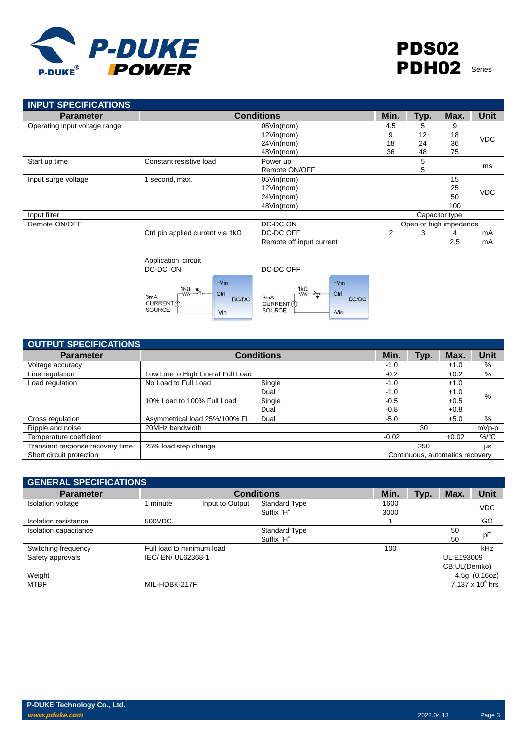## INPUT SPECIFICATIONS

| Parameter | Conditions | | Min. | Typ. | Max. | Unit |
|---|---|---|---|---|---|---|
| Operating input voltage range | | 05Vin(nom) | 4.5 | 5 | 9 | VDC |
| | | 12Vin(nom) | 9 | 12 | 18 | |
| | | 24Vin(nom) | 18 | 24 | 36 | |
| | | 48Vin(nom) | 36 | 48 | 75 | |
| Start up time | Constant resistive load | Power up | | 5 | | ms |
| | | Remote ON/OFF | | 5 | | |
| Input surge voltage | 1 second, max. | 05Vin(nom) | | | 15 | VDC |
| | | 12Vin(nom) | | | 25 | |
| | | 24Vin(nom) | | | 50 | |
| | | 48Vin(nom) | | | 100 | |
| Input filter | | | Capacitor type | | | |
| Remote ON/OFF | | DC-DC ON | Open or high impedance | | | |
| | Ctrl pin applied current via 1kΩ | DC-DC OFF | 2 | 3 | 4 | mA |
| | | Remote off input current | | | 2.5 | mA |
| | Application circuit DC-DC ON | DC-DC OFF | | | | |

## OUTPUT SPECIFICATIONS

| Parameter | Conditions | | Min. | Typ. | Max. | Unit |
|---|---|---|---|---|---|---|
| Voltage accuracy | | | -1.0 | | +1.0 | % |
| Line regulation | Low Line to High Line at Full Load | | -0.2 | | +0.2 | % |
| Load regulation | No Load to Full Load | Single | -1.0 | | +1.0 | % |
| | | Dual | -1.0 | | +1.0 | |
| | 10% Load to 100% Full Load | Single | -0.5 | | +0.5 | |
| | | Dual | -0.8 | | +0.8 | |
| Cross regulation | Asymmetrical load 25%/100% FL | Dual | -5.0 | | +5.0 | % |
| Ripple and noise | 20MHz bandwidth | | | 30 | | mVp-p |
| Temperature coefficient | | | -0.02 | | +0.02 | %/°C |
| Transient response recovery time | 25% load step change | | | 250 | | μs |
| Short circuit protection | | | Continuous, automatics recovery | | | |

## GENERAL SPECIFICATIONS

| Parameter | Conditions | | | Min. | Typ. | Max. | Unit |
|---|---|---|---|---|---|---|---|
| Isolation voltage | 1 minute | Input to Output | Standard Type | 1600 | | | VDC |
| | | | Suffix "H" | 3000 | | | |
| Isolation resistance | 500VDC | | | 1 | | | GΩ |
| Isolation capacitance | | | Standard Type | | | 50 | pF |
| | | | Suffix "H" | | | 50 | |
| Switching frequency | Full load to minimum load | | | 100 | | | kHz |
| Safety approvals | IEC/ EN/ UL62368-1 | | | UL:E193009<br>CB:UL(Demko) | | | |
| Weight | | | | 4.5g (0.16oz) | | | |
| MTBF | MIL-HDBK-217F | | | $7.137 \times 10^{6}$ hrs | | | |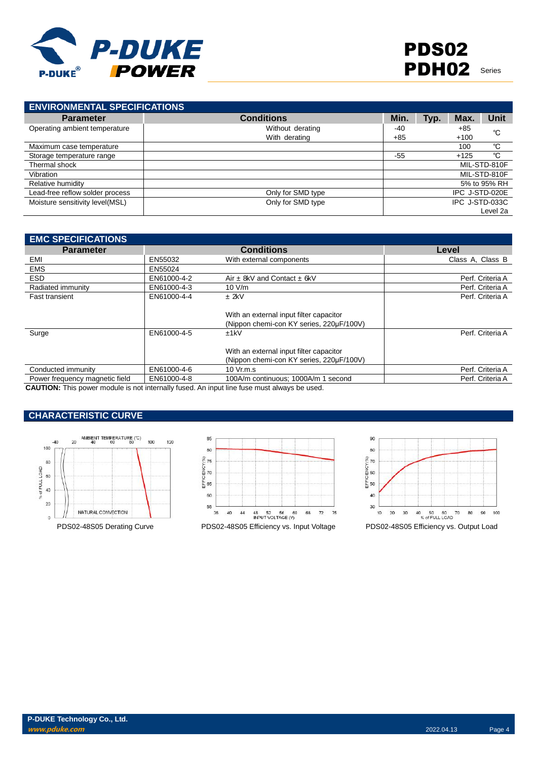## ENVIRONMENTAL SPECIFICATIONS

| Parameter | Conditions | Min. | Typ. | Max. | Unit |
|---|---|---|---|---|---|
| Operating ambient temperature | Without derating<br>With derating | -40<br>+85 | | +85<br>+100 | ℃ |
| Maximum case temperature | | | | 100 | ℃ |
| Storage temperature range | | -55 | | +125 | ℃ |
| Thermal shock | | | | | MIL-STD-810F |
| Vibration | | | | | MIL-STD-810F |
| Relative humidity | | | | | 5% to 95% RH |
| Lead-free reflow solder process | Only for SMD type | | | | IPC J-STD-020E |
| Moisture sensitivity level(MSL) | Only for SMD type | | | | IPC J-STD-033C Level 2a |

## EMC SPECIFICATIONS

| Parameter | Conditions | | Level |
|---|---|---|---|
| EMI | EN55032 | With external components | Class A, Class B |
| EMS | EN55024 | | |
| ESD | EN61000-4-2 | Air ± 8kV and Contact ± 6kV | Perf. Criteria A |
| Radiated immunity | EN61000-4-3 | 10 V/m | Perf. Criteria A |
| Fast transient | EN61000-4-4 | ± 2kV<br><br>With an external input filter capacitor (Nippon chemi-con KY series, 220µF/100V) | Perf. Criteria A |
| Surge | EN61000-4-5 | ±1kV<br><br>With an external input filter capacitor (Nippon chemi-con KY series, 220µF/100V) | Perf. Criteria A |
| Conducted immunity | EN61000-4-6 | 10 Vr.m.s | Perf. Criteria A |
| Power frequency magnetic field | EN61000-4-8 | 100A/m continuous; 1000A/m 1 second | Perf. Criteria A |

**CAUTION:** This power module is not internally fused. An input line fuse must always be used.

## CHARACTERISTIC CURVE

PDS02-48S05 Derating Curve

PDS02-48S05 Efficiency vs. Input Voltage

PDS02-48S05 Efficiency vs. Output Load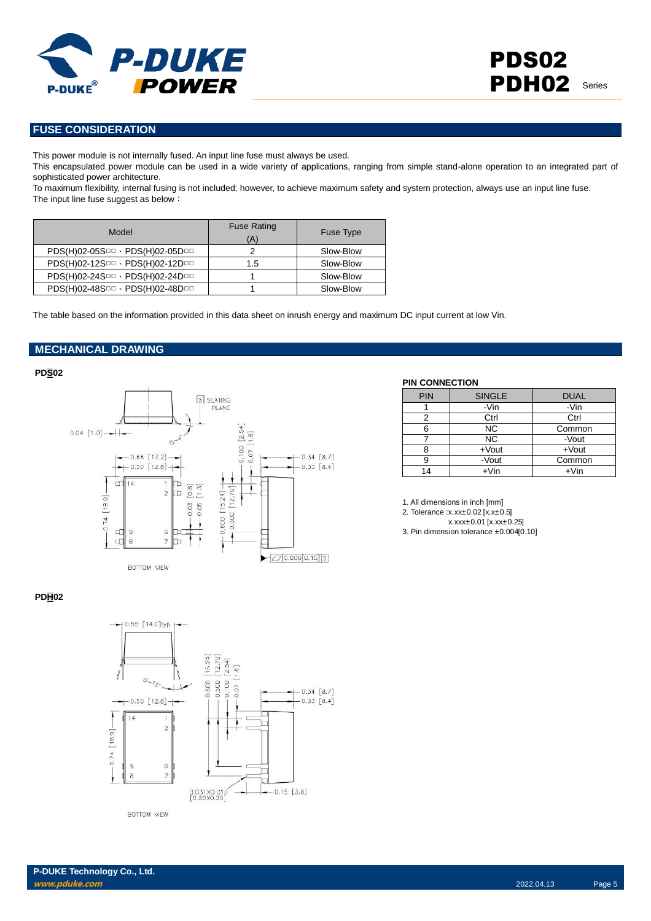## FUSE CONSIDERATION

This power module is not internally fused. An input line fuse must always be used.
This encapsulated power module can be used in a wide variety of applications, ranging from simple stand-alone operation to an integrated part of sophisticated power architecture.
To maximum flexibility, internal fusing is not included; however, to achieve maximum safety and system protection, always use an input line fuse.
The input line fuse suggest as below：

| Model | Fuse Rating (A) | Fuse Type |
|---|---|---|
| PDS(H)02-05S□□、PDS(H)02-05D□□ | 2 | Slow-Blow |
| PDS(H)02-12S□□、PDS(H)02-12D□□ | 1.5 | Slow-Blow |
| PDS(H)02-24S□□、PDS(H)02-24D□□ | 1 | Slow-Blow |
| PDS(H)02-48S□□、PDS(H)02-48D□□ | 1 | Slow-Blow |

The table based on the information provided in this data sheet on inrush energy and maximum DC input current at low Vin.

## MECHANICAL DRAWING

**PDS02**

**PIN CONNECTION**

| PIN | SINGLE | DUAL |
|---|---|---|
| 1 | -Vin | -Vin |
| 2 | Ctrl | Ctrl |
| 6 | NC | Common |
| 7 | NC | -Vout |
| 8 | +Vout | +Vout |
| 9 | -Vout | Common |
| 14 | +Vin | +Vin |

1. All dimensions in inch [mm]
2. Tolerance :x.xx±0.02 [x.x±0.5]
   x.xxx±0.01 [x.xx±0.25]
3. Pin dimension tolerance ±0.004[0.10]

**PDH02**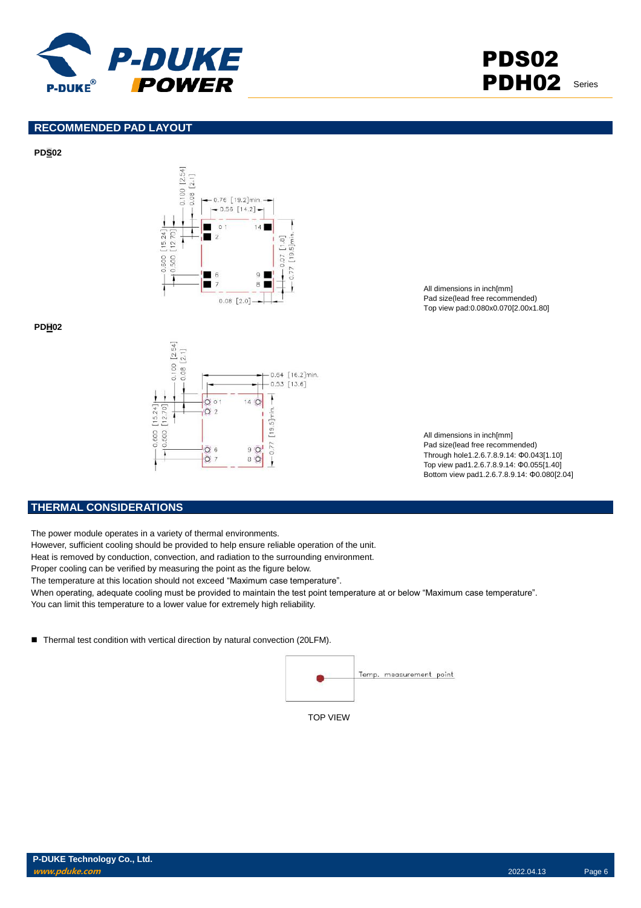## RECOMMENDED PAD LAYOUT

**PDS02**

All dimensions in inch[mm]
Pad size(lead free recommended)
Top view pad:0.080x0.070[2.00x1.80]

**PDH02**

All dimensions in inch[mm]
Pad size(lead free recommended)
Through hole1.2.6.7.8.9.14: Φ0.043[1.10]
Top view pad1.2.6.7.8.9.14: Φ0.055[1.40]
Bottom view pad1.2.6.7.8.9.14: Φ0.080[2.04]

## THERMAL CONSIDERATIONS

The power module operates in a variety of thermal environments.
However, sufficient cooling should be provided to help ensure reliable operation of the unit.
Heat is removed by conduction, convection, and radiation to the surrounding environment.
Proper cooling can be verified by measuring the point as the figure below.
The temperature at this location should not exceed “Maximum case temperature”.
When operating, adequate cooling must be provided to maintain the test point temperature at or below “Maximum case temperature”.
You can limit this temperature to a lower value for extremely high reliability.

- Thermal test condition with vertical direction by natural convection (20LFM).

Temp. measurement point

TOP VIEW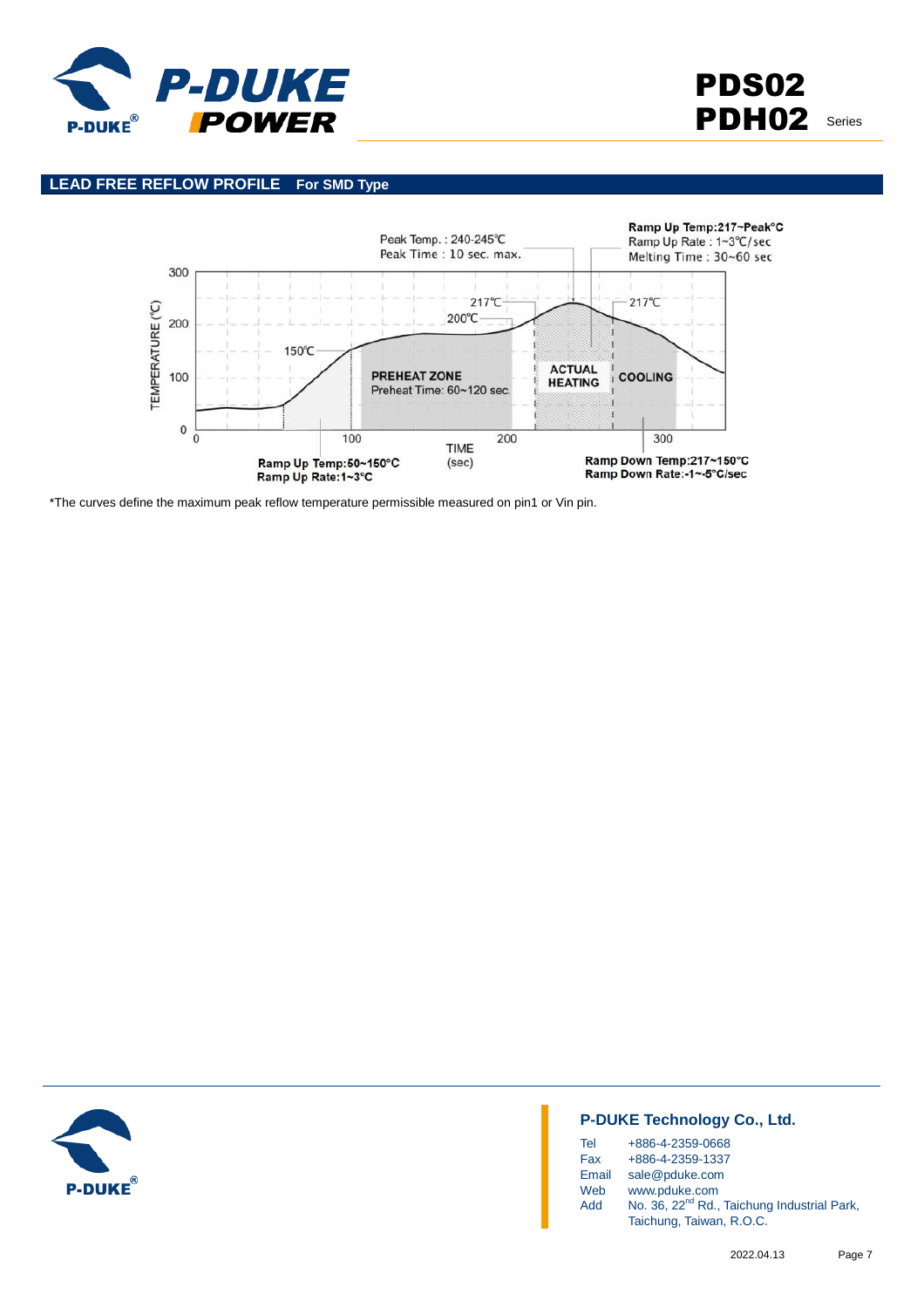## LEAD FREE REFLOW PROFILE For SMD Type

Peak Temp. : 240-245℃
Peak Time : 10 sec. max.

Ramp Up Temp:217~Peak°C
Ramp Up Rate : 1~3℃/sec
Melting Time : 30~60 sec

300
200
100
0
TEMPERATURE (℃)

217℃
200℃
150℃
217℃

PREHEAT ZONE
Preheat Time: 60~120 sec.

ACTUAL HEATING

COOLING

0
100
200
300
TIME (sec)

Ramp Up Temp:50~150°C
Ramp Up Rate:1~3°C

Ramp Down Temp:217~150°C
Ramp Down Rate:-1~-5°C/sec

*The curves define the maximum peak reflow temperature permissible measured on pin1 or Vin pin.

**P-DUKE Technology Co., Ltd.**

| | |
|---|---|
| Tel | +886-4-2359-0668 |
| Fax | +886-4-2359-1337 |
| Email | sale@pduke.com |
| Web | www.pduke.com |
| Add | No. 36, 22nd Rd., Taichung Industrial Park, Taichung, Taiwan, R.O.C. |

2022.04.13